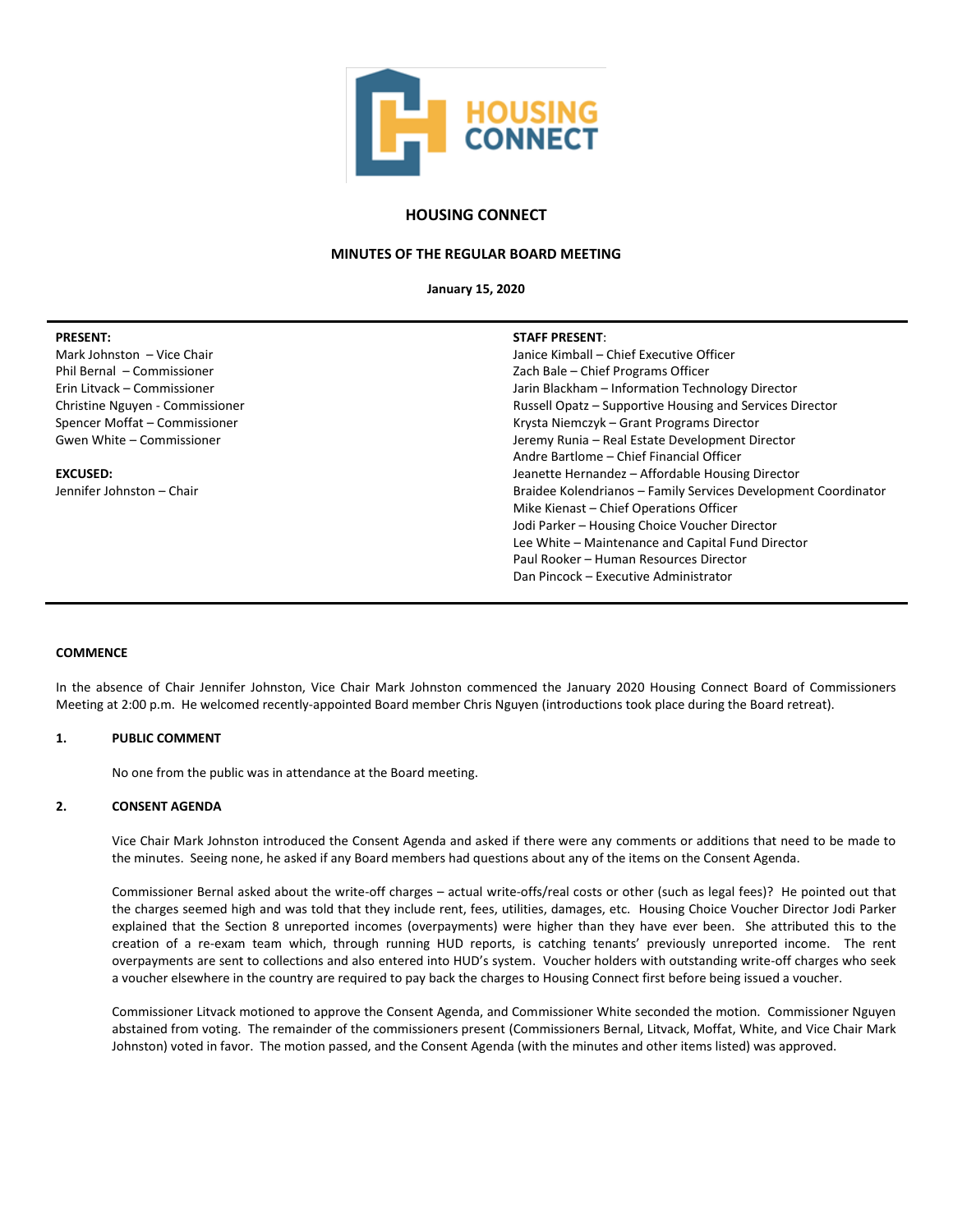# HOUSING CONNECT

## MINUTES OF THE REGULAR BOARD MEETING

**January 15, 2020**

**PRESENT:**
Mark Johnston – Vice Chair
Phil Bernal – Commissioner
Erin Litvack – Commissioner
Christine Nguyen - Commissioner
Spencer Moffat – Commissioner
Gwen White – Commissioner

**EXCUSED:**
Jennifer Johnston – Chair

**STAFF PRESENT:**
Janice Kimball – Chief Executive Officer
Zach Bale – Chief Programs Officer
Jarin Blackham – Information Technology Director
Russell Opatz – Supportive Housing and Services Director
Krysta Niemczyk – Grant Programs Director
Jeremy Runia – Real Estate Development Director
Andre Bartlome – Chief Financial Officer
Jeanette Hernandez – Affordable Housing Director
Braidee Kolendrianos – Family Services Development Coordinator
Mike Kienast – Chief Operations Officer
Jodi Parker – Housing Choice Voucher Director
Lee White – Maintenance and Capital Fund Director
Paul Rooker – Human Resources Director
Dan Pincock – Executive Administrator

**COMMENCE**

In the absence of Chair Jennifer Johnston, Vice Chair Mark Johnston commenced the January 2020 Housing Connect Board of Commissioners Meeting at 2:00 p.m. He welcomed recently-appointed Board member Chris Nguyen (introductions took place during the Board retreat).

**1. PUBLIC COMMENT**

No one from the public was in attendance at the Board meeting.

**2. CONSENT AGENDA**

Vice Chair Mark Johnston introduced the Consent Agenda and asked if there were any comments or additions that need to be made to the minutes. Seeing none, he asked if any Board members had questions about any of the items on the Consent Agenda.

Commissioner Bernal asked about the write-off charges – actual write-offs/real costs or other (such as legal fees)? He pointed out that the charges seemed high and was told that they include rent, fees, utilities, damages, etc. Housing Choice Voucher Director Jodi Parker explained that the Section 8 unreported incomes (overpayments) were higher than they have ever been. She attributed this to the creation of a re-exam team which, through running HUD reports, is catching tenants' previously unreported income. The rent overpayments are sent to collections and also entered into HUD's system. Voucher holders with outstanding write-off charges who seek a voucher elsewhere in the country are required to pay back the charges to Housing Connect first before being issued a voucher.

Commissioner Litvack motioned to approve the Consent Agenda, and Commissioner White seconded the motion. Commissioner Nguyen abstained from voting. The remainder of the commissioners present (Commissioners Bernal, Litvack, Moffat, White, and Vice Chair Mark Johnston) voted in favor. The motion passed, and the Consent Agenda (with the minutes and other items listed) was approved.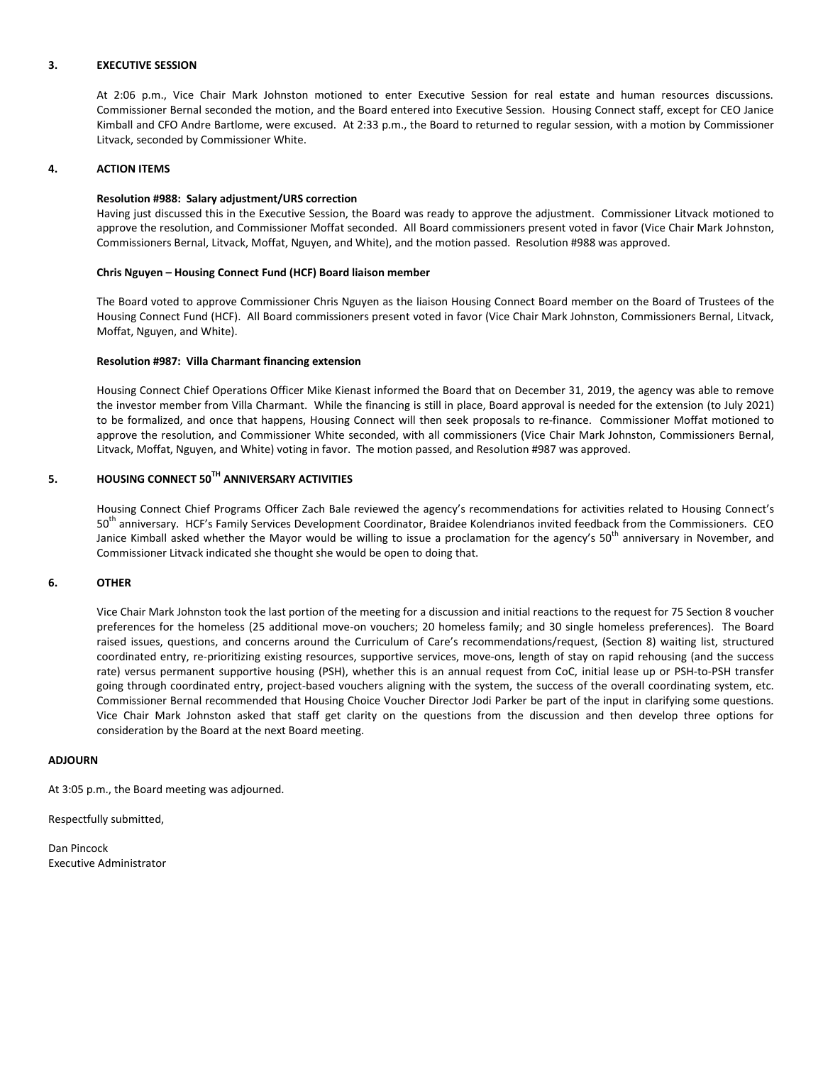## 3. EXECUTIVE SESSION

At 2:06 p.m., Vice Chair Mark Johnston motioned to enter Executive Session for real estate and human resources discussions. Commissioner Bernal seconded the motion, and the Board entered into Executive Session. Housing Connect staff, except for CEO Janice Kimball and CFO Andre Bartlome, were excused. At 2:33 p.m., the Board to returned to regular session, with a motion by Commissioner Litvack, seconded by Commissioner White.

## 4. ACTION ITEMS

**Resolution #988: Salary adjustment/URS correction**

Having just discussed this in the Executive Session, the Board was ready to approve the adjustment. Commissioner Litvack motioned to approve the resolution, and Commissioner Moffat seconded. All Board commissioners present voted in favor (Vice Chair Mark Johnston, Commissioners Bernal, Litvack, Moffat, Nguyen, and White), and the motion passed. Resolution #988 was approved.

**Chris Nguyen – Housing Connect Fund (HCF) Board liaison member**

The Board voted to approve Commissioner Chris Nguyen as the liaison Housing Connect Board member on the Board of Trustees of the Housing Connect Fund (HCF). All Board commissioners present voted in favor (Vice Chair Mark Johnston, Commissioners Bernal, Litvack, Moffat, Nguyen, and White).

**Resolution #987: Villa Charmant financing extension**

Housing Connect Chief Operations Officer Mike Kienast informed the Board that on December 31, 2019, the agency was able to remove the investor member from Villa Charmant. While the financing is still in place, Board approval is needed for the extension (to July 2021) to be formalized, and once that happens, Housing Connect will then seek proposals to re-finance. Commissioner Moffat motioned to approve the resolution, and Commissioner White seconded, with all commissioners (Vice Chair Mark Johnston, Commissioners Bernal, Litvack, Moffat, Nguyen, and White) voting in favor. The motion passed, and Resolution #987 was approved.

## 5. HOUSING CONNECT 50TH ANNIVERSARY ACTIVITIES

Housing Connect Chief Programs Officer Zach Bale reviewed the agency's recommendations for activities related to Housing Connect's 50th anniversary. HCF's Family Services Development Coordinator, Braidee Kolendrianos invited feedback from the Commissioners. CEO Janice Kimball asked whether the Mayor would be willing to issue a proclamation for the agency's 50th anniversary in November, and Commissioner Litvack indicated she thought she would be open to doing that.

## 6. OTHER

Vice Chair Mark Johnston took the last portion of the meeting for a discussion and initial reactions to the request for 75 Section 8 voucher preferences for the homeless (25 additional move-on vouchers; 20 homeless family; and 30 single homeless preferences). The Board raised issues, questions, and concerns around the Curriculum of Care's recommendations/request, (Section 8) waiting list, structured coordinated entry, re-prioritizing existing resources, supportive services, move-ons, length of stay on rapid rehousing (and the success rate) versus permanent supportive housing (PSH), whether this is an annual request from CoC, initial lease up or PSH-to-PSH transfer going through coordinated entry, project-based vouchers aligning with the system, the success of the overall coordinating system, etc. Commissioner Bernal recommended that Housing Choice Voucher Director Jodi Parker be part of the input in clarifying some questions. Vice Chair Mark Johnston asked that staff get clarity on the questions from the discussion and then develop three options for consideration by the Board at the next Board meeting.

**ADJOURN**

At 3:05 p.m., the Board meeting was adjourned.

Respectfully submitted,

Dan Pincock
Executive Administrator